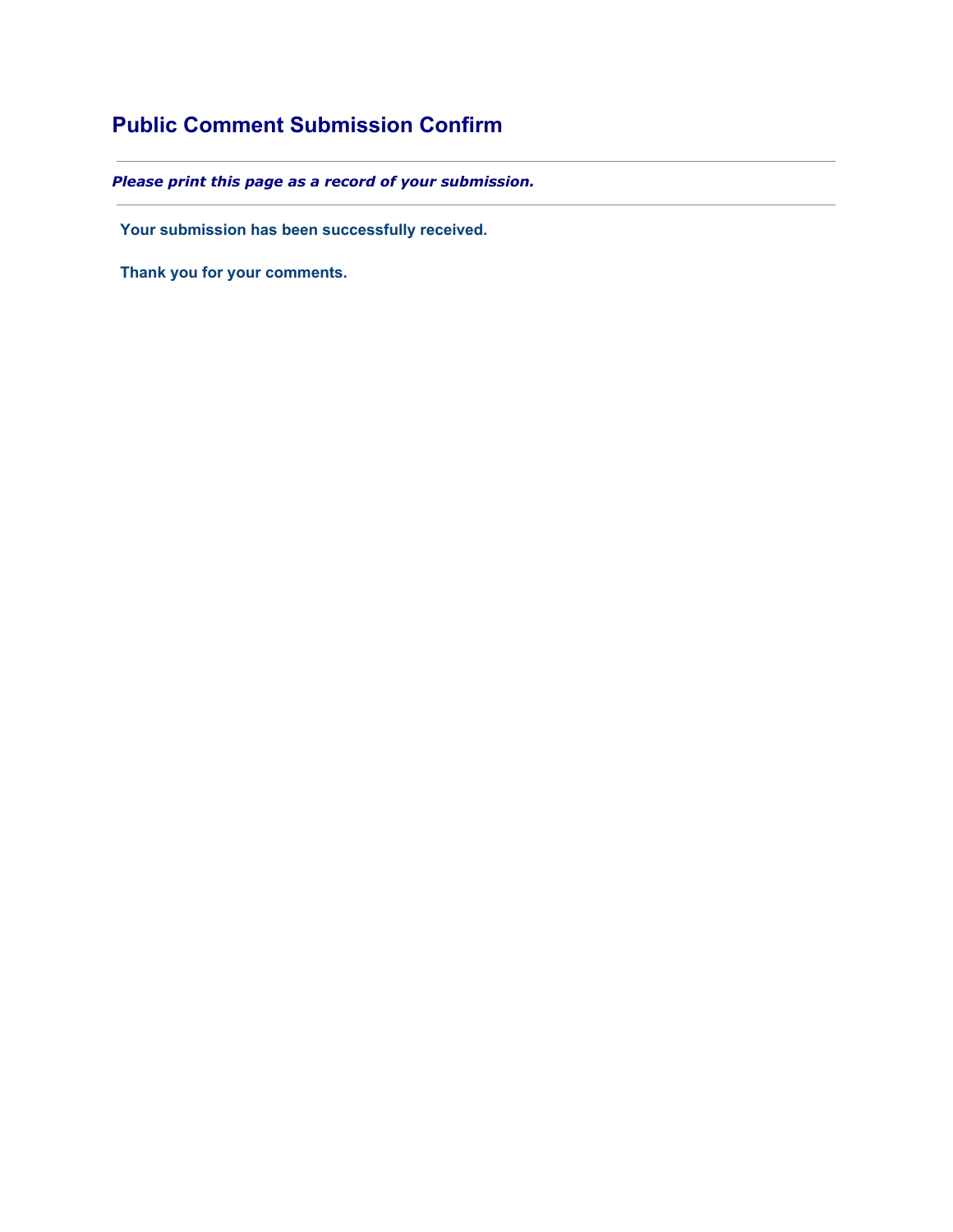# Public Comment Submission Confirm

---

***Please print this page as a record of your submission.***

---

**Your submission has been successfully received.**

**Thank you for your comments.**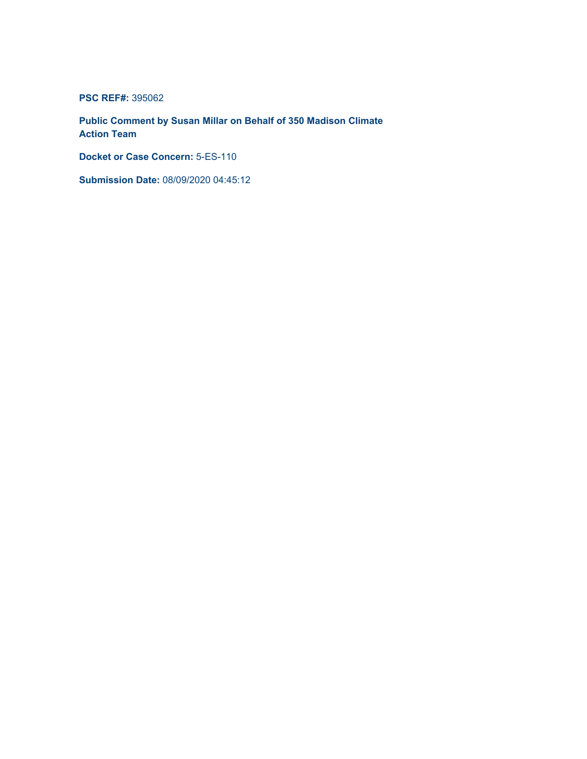**PSC REF#:** 395062

**Public Comment by Susan Millar on Behalf of 350 Madison Climate Action Team**

**Docket or Case Concern:** 5-ES-110

**Submission Date:** 08/09/2020 04:45:12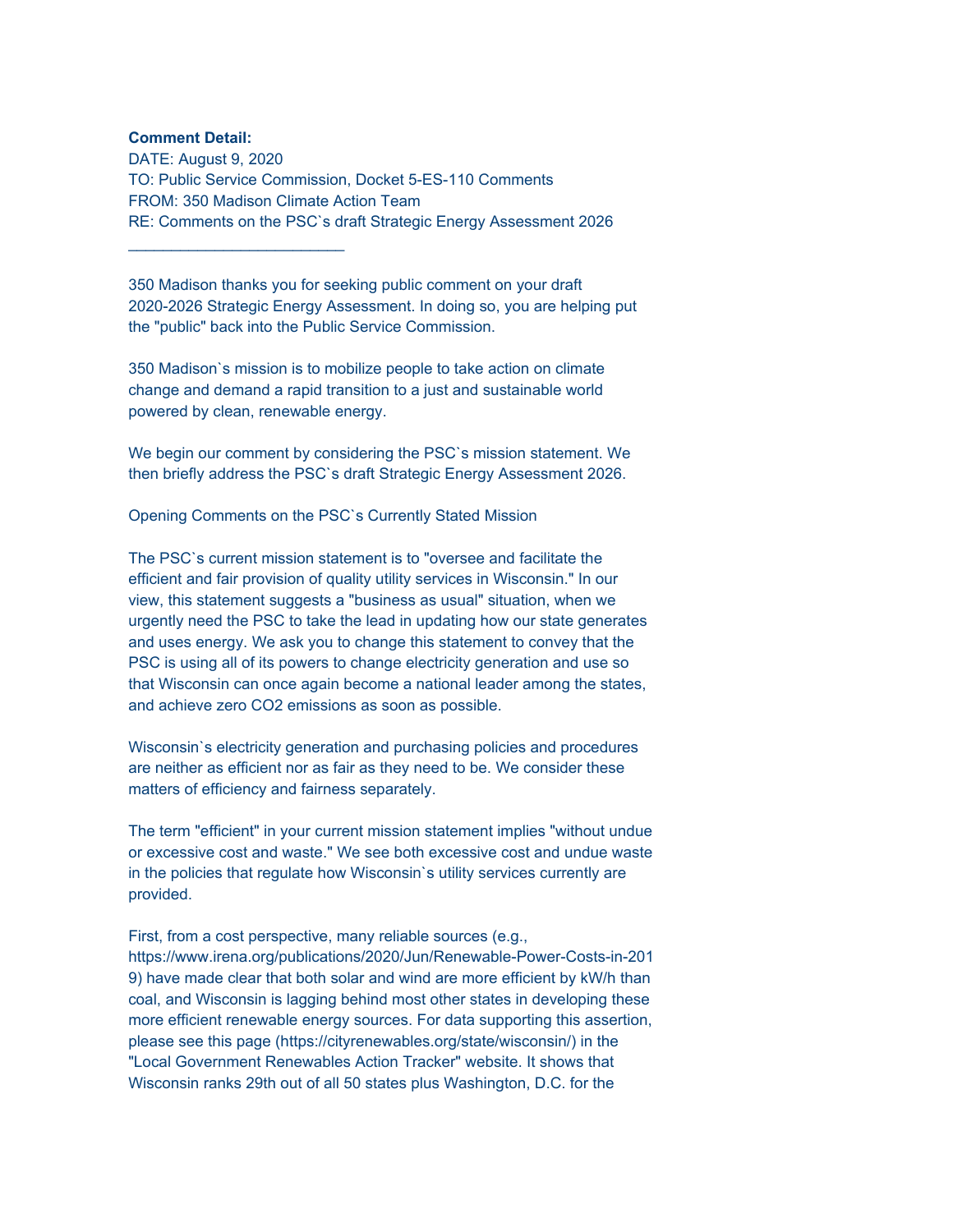**Comment Detail:**
DATE: August 9, 2020
TO: Public Service Commission, Docket 5-ES-110 Comments
FROM: 350 Madison Climate Action Team
RE: Comments on the PSC`s draft Strategic Energy Assessment 2026

_________________________

350 Madison thanks you for seeking public comment on your draft 2020-2026 Strategic Energy Assessment. In doing so, you are helping put the "public" back into the Public Service Commission.

350 Madison`s mission is to mobilize people to take action on climate change and demand a rapid transition to a just and sustainable world powered by clean, renewable energy.

We begin our comment by considering the PSC`s mission statement. We then briefly address the PSC`s draft Strategic Energy Assessment 2026.

Opening Comments on the PSC`s Currently Stated Mission

The PSC`s current mission statement is to "oversee and facilitate the efficient and fair provision of quality utility services in Wisconsin." In our view, this statement suggests a "business as usual" situation, when we urgently need the PSC to take the lead in updating how our state generates and uses energy. We ask you to change this statement to convey that the PSC is using all of its powers to change electricity generation and use so that Wisconsin can once again become a national leader among the states, and achieve zero CO2 emissions as soon as possible.

Wisconsin`s electricity generation and purchasing policies and procedures are neither as efficient nor as fair as they need to be. We consider these matters of efficiency and fairness separately.

The term "efficient" in your current mission statement implies "without undue or excessive cost and waste." We see both excessive cost and undue waste in the policies that regulate how Wisconsin`s utility services currently are provided.

First, from a cost perspective, many reliable sources (e.g., https://www.irena.org/publications/2020/Jun/Renewable-Power-Costs-in-2019) have made clear that both solar and wind are more efficient by kW/h than coal, and Wisconsin is lagging behind most other states in developing these more efficient renewable energy sources. For data supporting this assertion, please see this page (https://cityrenewables.org/state/wisconsin/) in the "Local Government Renewables Action Tracker" website. It shows that Wisconsin ranks 29th out of all 50 states plus Washington, D.C. for the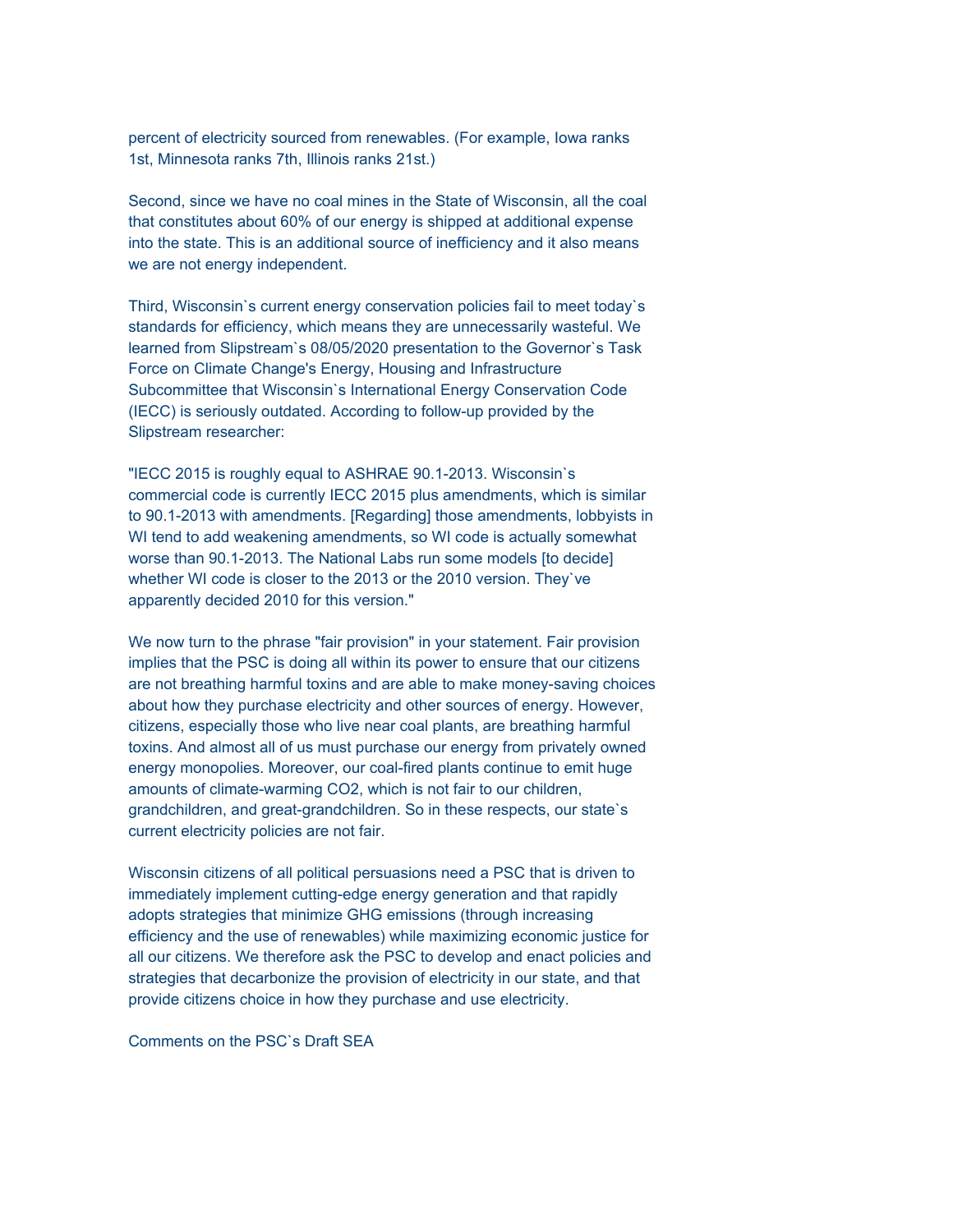percent of electricity sourced from renewables. (For example, Iowa ranks 1st, Minnesota ranks 7th, Illinois ranks 21st.)

Second, since we have no coal mines in the State of Wisconsin, all the coal that constitutes about 60% of our energy is shipped at additional expense into the state. This is an additional source of inefficiency and it also means we are not energy independent.

Third, Wisconsin`s current energy conservation policies fail to meet today`s standards for efficiency, which means they are unnecessarily wasteful. We learned from Slipstream`s 08/05/2020 presentation to the Governor`s Task Force on Climate Change's Energy, Housing and Infrastructure Subcommittee that Wisconsin`s International Energy Conservation Code (IECC) is seriously outdated. According to follow-up provided by the Slipstream researcher:

"IECC 2015 is roughly equal to ASHRAE 90.1-2013. Wisconsin`s commercial code is currently IECC 2015 plus amendments, which is similar to 90.1-2013 with amendments. [Regarding] those amendments, lobbyists in WI tend to add weakening amendments, so WI code is actually somewhat worse than 90.1-2013. The National Labs run some models [to decide] whether WI code is closer to the 2013 or the 2010 version. They`ve apparently decided 2010 for this version."

We now turn to the phrase "fair provision" in your statement. Fair provision implies that the PSC is doing all within its power to ensure that our citizens are not breathing harmful toxins and are able to make money-saving choices about how they purchase electricity and other sources of energy. However, citizens, especially those who live near coal plants, are breathing harmful toxins. And almost all of us must purchase our energy from privately owned energy monopolies. Moreover, our coal-fired plants continue to emit huge amounts of climate-warming $CO_2$, which is not fair to our children, grandchildren, and great-grandchildren. So in these respects, our state`s current electricity policies are not fair.

Wisconsin citizens of all political persuasions need a PSC that is driven to immediately implement cutting-edge energy generation and that rapidly adopts strategies that minimize GHG emissions (through increasing efficiency and the use of renewables) while maximizing economic justice for all our citizens. We therefore ask the PSC to develop and enact policies and strategies that decarbonize the provision of electricity in our state, and that provide citizens choice in how they purchase and use electricity.

Comments on the PSC`s Draft SEA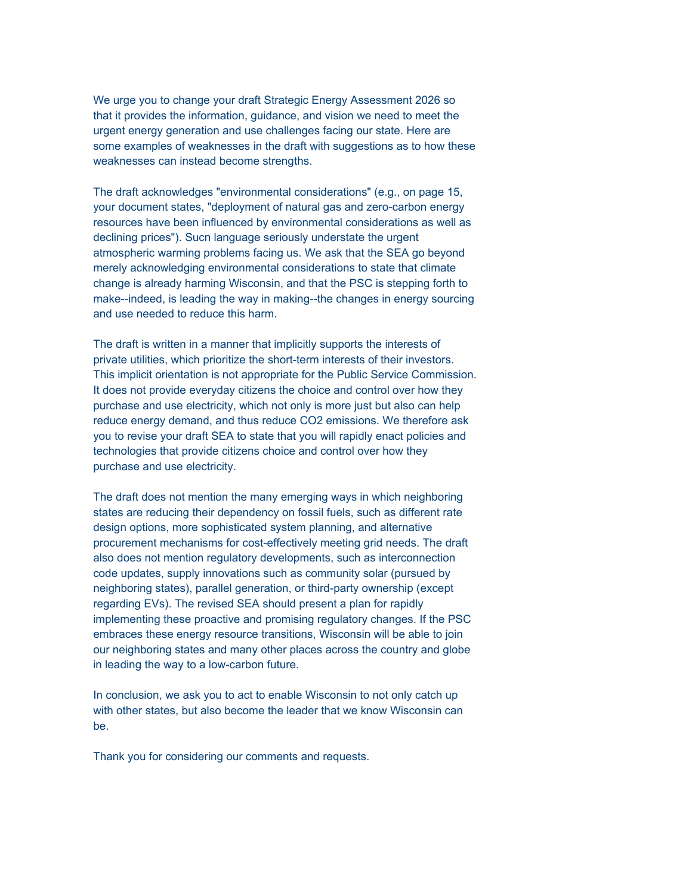We urge you to change your draft Strategic Energy Assessment 2026 so that it provides the information, guidance, and vision we need to meet the urgent energy generation and use challenges facing our state. Here are some examples of weaknesses in the draft with suggestions as to how these weaknesses can instead become strengths.

The draft acknowledges "environmental considerations" (e.g., on page 15, your document states, "deployment of natural gas and zero-carbon energy resources have been influenced by environmental considerations as well as declining prices"). Sucn language seriously understate the urgent atmospheric warming problems facing us. We ask that the SEA go beyond merely acknowledging environmental considerations to state that climate change is already harming Wisconsin, and that the PSC is stepping forth to make--indeed, is leading the way in making--the changes in energy sourcing and use needed to reduce this harm.

The draft is written in a manner that implicitly supports the interests of private utilities, which prioritize the short-term interests of their investors. This implicit orientation is not appropriate for the Public Service Commission. It does not provide everyday citizens the choice and control over how they purchase and use electricity, which not only is more just but also can help reduce energy demand, and thus reduce CO2 emissions. We therefore ask you to revise your draft SEA to state that you will rapidly enact policies and technologies that provide citizens choice and control over how they purchase and use electricity.

The draft does not mention the many emerging ways in which neighboring states are reducing their dependency on fossil fuels, such as different rate design options, more sophisticated system planning, and alternative procurement mechanisms for cost-effectively meeting grid needs. The draft also does not mention regulatory developments, such as interconnection code updates, supply innovations such as community solar (pursued by neighboring states), parallel generation, or third-party ownership (except regarding EVs). The revised SEA should present a plan for rapidly implementing these proactive and promising regulatory changes. If the PSC embraces these energy resource transitions, Wisconsin will be able to join our neighboring states and many other places across the country and globe in leading the way to a low-carbon future.

In conclusion, we ask you to act to enable Wisconsin to not only catch up with other states, but also become the leader that we know Wisconsin can be.

Thank you for considering our comments and requests.